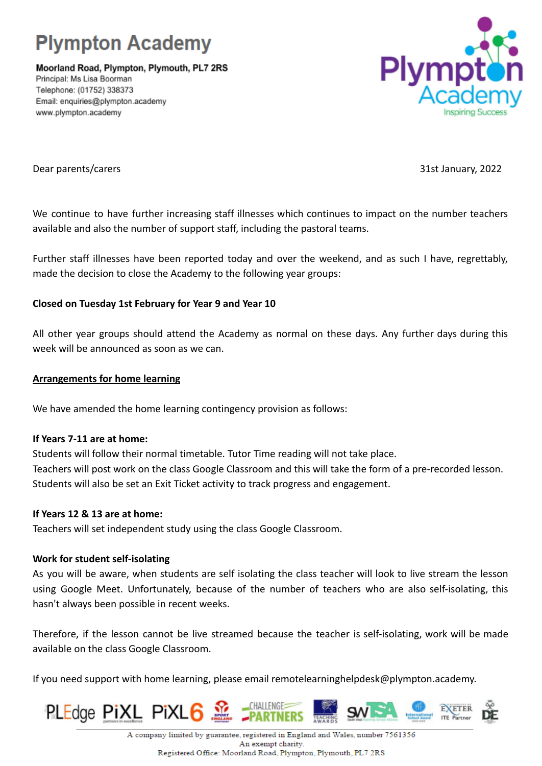# Plympton Academy

**Moorland Road, Plympton, Plymouth, PL7 2RS**
Principal: Ms Lisa Boorman
Telephone: (01752) 338373
Email: enquiries@plympton.academy
www.plympton.academy

Plympton Academy
Inspiring Success

Dear parents/carers

31st January, 2022

We continue to have further increasing staff illnesses which continues to impact on the number teachers available and also the number of support staff, including the pastoral teams.

Further staff illnesses have been reported today and over the weekend, and as such I have, regrettably, made the decision to close the Academy to the following year groups:

**Closed on Tuesday 1st February for Year 9 and Year 10**

All other year groups should attend the Academy as normal on these days. Any further days during this week will be announced as soon as we can.

**Arrangements for home learning**

We have amended the home learning contingency provision as follows:

**If Years 7-11 are at home:**
Students will follow their normal timetable. Tutor Time reading will not take place.
Teachers will post work on the class Google Classroom and this will take the form of a pre-recorded lesson. Students will also be set an Exit Ticket activity to track progress and engagement.

**If Years 12 & 13 are at home:**
Teachers will set independent study using the class Google Classroom.

**Work for student self-isolating**
As you will be aware, when students are self isolating the class teacher will look to live stream the lesson using Google Meet. Unfortunately, because of the number of teachers who are also self-isolating, this hasn't always been possible in recent weeks.

Therefore, if the lesson cannot be live streamed because the teacher is self-isolating, work will be made available on the class Google Classroom.

If you need support with home learning, please email remotelearninghelpdesk@plympton.academy.

A company limited by guarantee, registered in England and Wales, number 7561356
An exempt charity.
Registered Office: Moorland Road, Plympton, Plymouth, PL7 2RS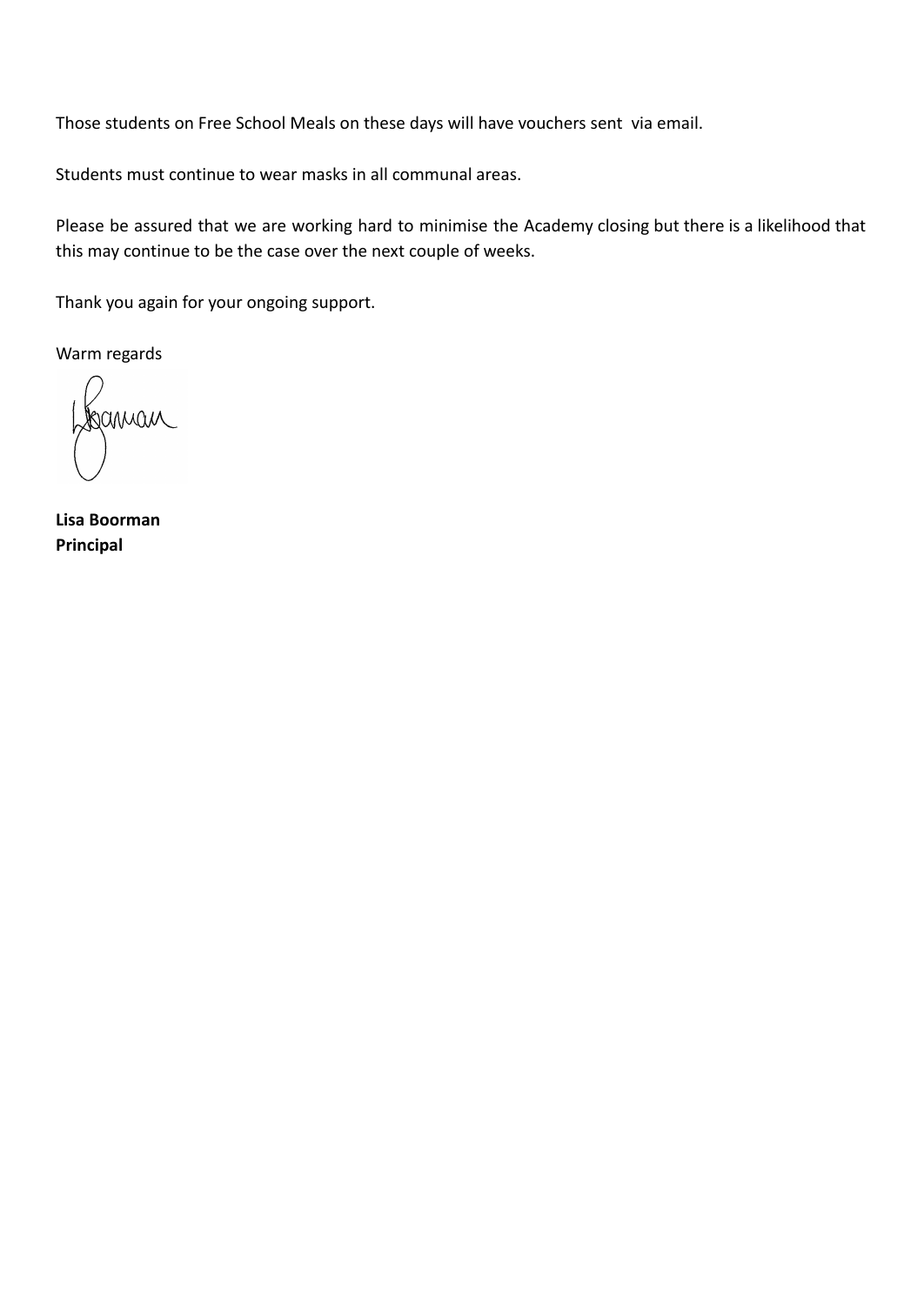Those students on Free School Meals on these days will have vouchers sent via email.

Students must continue to wear masks in all communal areas.

Please be assured that we are working hard to minimise the Academy closing but there is a likelihood that this may continue to be the case over the next couple of weeks.

Thank you again for your ongoing support.

Warm regards

**Lisa Boorman**
**Principal**